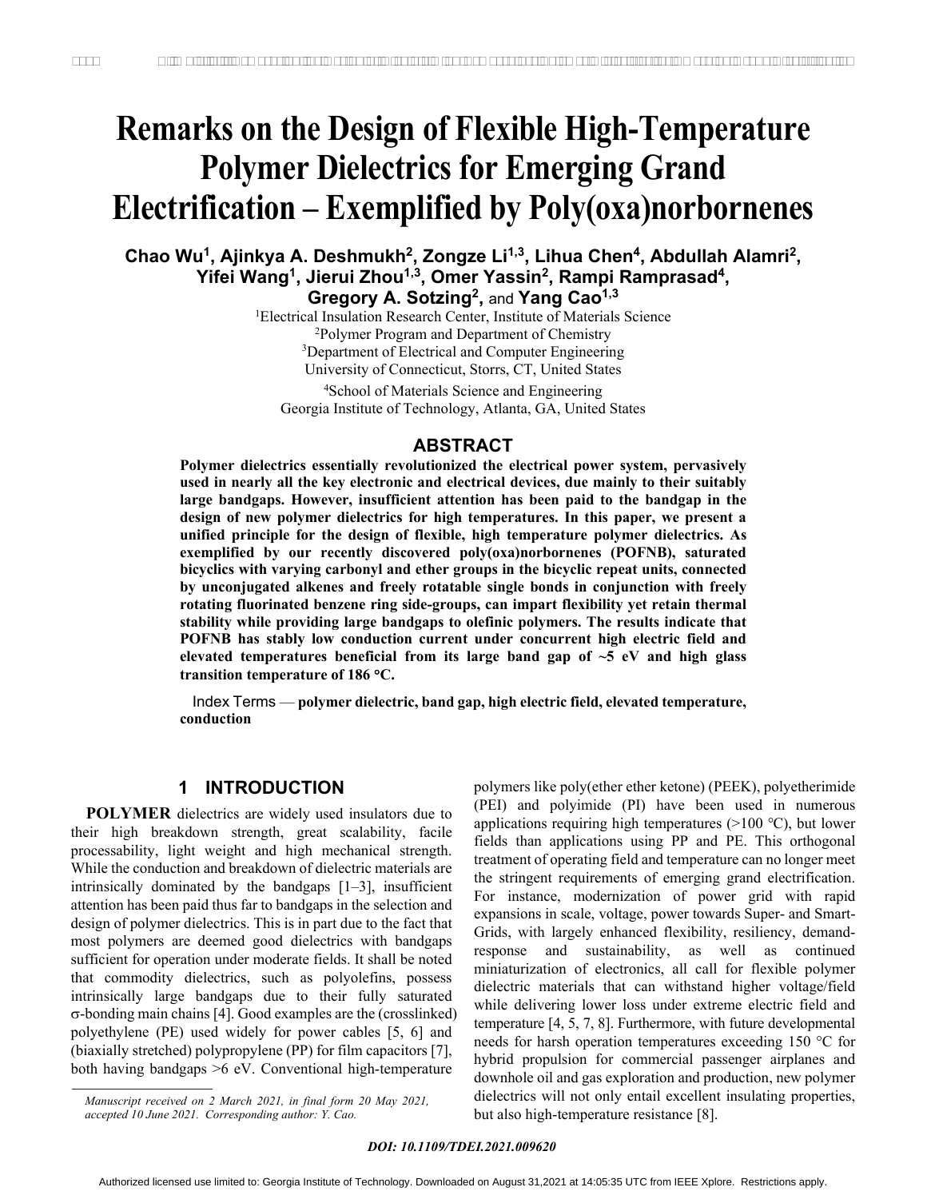# Remarks on the Design of Flexible High-Temperature Polymer Dielectrics for Emerging Grand Electrification – Exemplified by Poly(oxa)norbornenes

**Chao Wu[1], Ajinkya A. Deshmukh[2], Zongze Li[1,3], Lihua Chen[4], Abdullah Alamri[2], Yifei Wang[1], Jierui Zhou[1,3], Omer Yassin[2], Rampi Ramprasad[4], Gregory A. Sotzing[2], and Yang Cao[1,3]**

[1]Electrical Insulation Research Center, Institute of Materials Science
[2]Polymer Program and Department of Chemistry
[3]Department of Electrical and Computer Engineering
University of Connecticut, Storrs, CT, United States

[4]School of Materials Science and Engineering
Georgia Institute of Technology, Atlanta, GA, United States

## ABSTRACT

**Polymer dielectrics essentially revolutionized the electrical power system, pervasively used in nearly all the key electronic and electrical devices, due mainly to their suitably large bandgaps. However, insufficient attention has been paid to the bandgap in the design of new polymer dielectrics for high temperatures. In this paper, we present a unified principle for the design of flexible, high temperature polymer dielectrics. As exemplified by our recently discovered poly(oxa)norbornenes (POFNB), saturated bicyclics with varying carbonyl and ether groups in the bicyclic repeat units, connected by unconjugated alkenes and freely rotatable single bonds in conjunction with freely rotating fluorinated benzene ring side-groups, can impart flexibility yet retain thermal stability while providing large bandgaps to olefinic polymers. The results indicate that POFNB has stably low conduction current under concurrent high electric field and elevated temperatures beneficial from its large band gap of ~5 eV and high glass transition temperature of 186 °C.**

Index Terms — **polymer dielectric, band gap, high electric field, elevated temperature, conduction**

## 1 INTRODUCTION

**POLYMER** dielectrics are widely used insulators due to their high breakdown strength, great scalability, facile processability, light weight and high mechanical strength. While the conduction and breakdown of dielectric materials are intrinsically dominated by the bandgaps [1–3], insufficient attention has been paid thus far to bandgaps in the selection and design of polymer dielectrics. This is in part due to the fact that most polymers are deemed good dielectrics with bandgaps sufficient for operation under moderate fields. It shall be noted that commodity dielectrics, such as polyolefins, possess intrinsically large bandgaps due to their fully saturated $\sigma$-bonding main chains [4]. Good examples are the (crosslinked) polyethylene (PE) used widely for power cables [5, 6] and (biaxially stretched) polypropylene (PP) for film capacitors [7], both having bandgaps >6 eV. Conventional high-temperature polymers like poly(ether ether ketone) (PEEK), polyetherimide (PEI) and polyimide (PI) have been used in numerous applications requiring high temperatures (>100 °C), but lower fields than applications using PP and PE. This orthogonal treatment of operating field and temperature can no longer meet the stringent requirements of emerging grand electrification. For instance, modernization of power grid with rapid expansions in scale, voltage, power towards Super- and Smart-Grids, with largely enhanced flexibility, resiliency, demand-response and sustainability, as well as continued miniaturization of electronics, all call for flexible polymer dielectric materials that can withstand higher voltage/field while delivering lower loss under extreme electric field and temperature [4, 5, 7, 8]. Furthermore, with future developmental needs for harsh operation temperatures exceeding 150 °C for hybrid propulsion for commercial passenger airplanes and downhole oil and gas exploration and production, new polymer dielectrics will not only entail excellent insulating properties, but also high-temperature resistance [8].

*Manuscript received on 2 March 2021, in final form 20 May 2021, accepted 10 June 2021. Corresponding author: Y. Cao.*

***DOI: 10.1109/TDEI.2021.009620***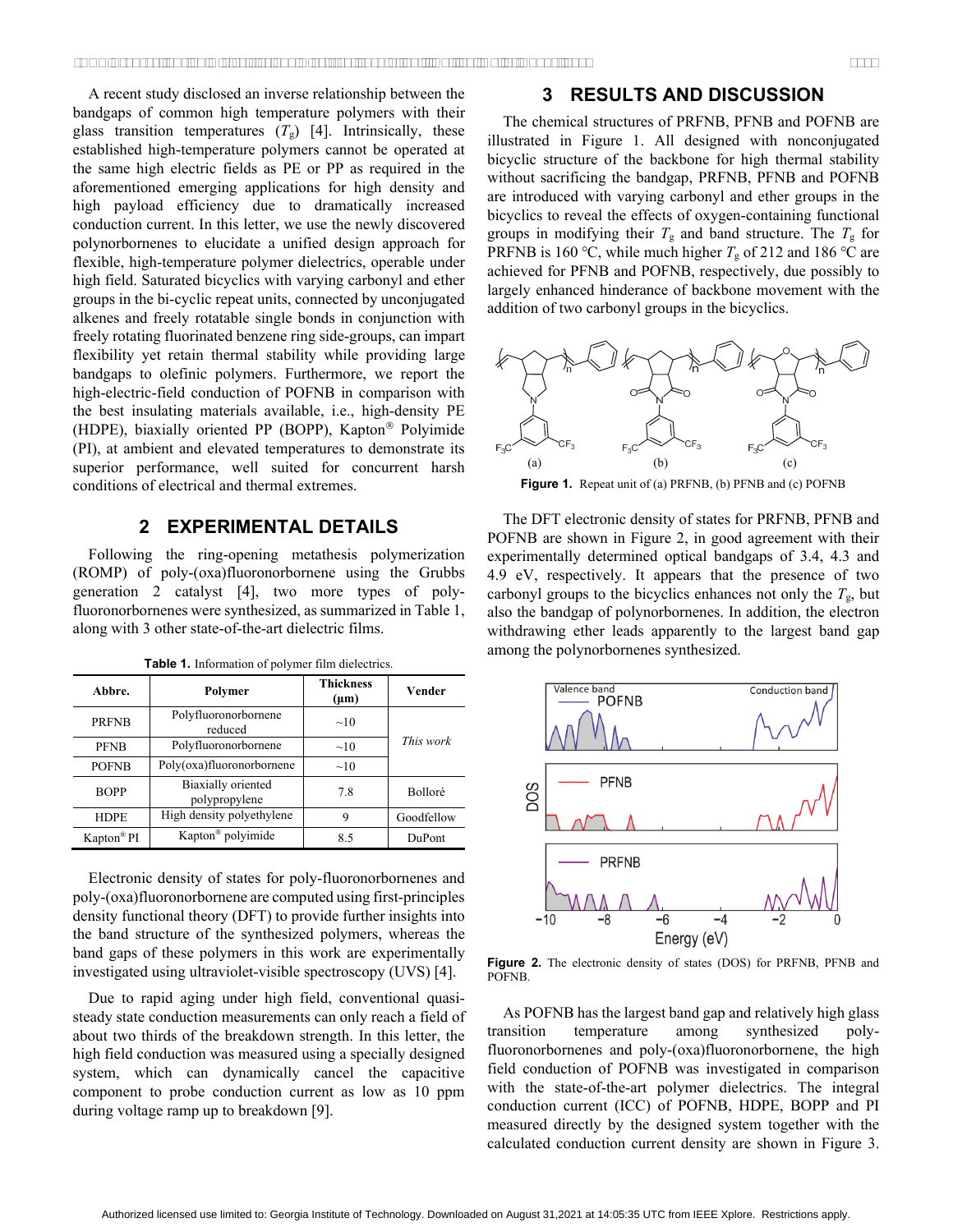A recent study disclosed an inverse relationship between the bandgaps of common high temperature polymers with their glass transition temperatures ($T_g$) [4]. Intrinsically, these established high-temperature polymers cannot be operated at the same high electric fields as PE or PP as required in the aforementioned emerging applications for high density and high payload efficiency due to dramatically increased conduction current. In this letter, we use the newly discovered polynorbornenes to elucidate a unified design approach for flexible, high-temperature polymer dielectrics, operable under high field. Saturated bicyclics with varying carbonyl and ether groups in the bi-cyclic repeat units, connected by unconjugated alkenes and freely rotatable single bonds in conjunction with freely rotating fluorinated benzene ring side-groups, can impart flexibility yet retain thermal stability while providing large bandgaps to olefinic polymers. Furthermore, we report the high-electric-field conduction of POFNB in comparison with the best insulating materials available, i.e., high-density PE (HDPE), biaxially oriented PP (BOPP), Kapton® Polyimide (PI), at ambient and elevated temperatures to demonstrate its superior performance, well suited for concurrent harsh conditions of electrical and thermal extremes.

## 2 EXPERIMENTAL DETAILS

Following the ring-opening metathesis polymerization (ROMP) of poly-(oxa)fluoronorbornene using the Grubbs generation 2 catalyst [4], two more types of poly-fluoronorbornenes were synthesized, as summarized in Table 1, along with 3 other state-of-the-art dielectric films.

**Table 1.** Information of polymer film dielectrics.

| Abbre. | Polymer | Thickness (μm) | Vender |
|---|---|---|---|
| PRFNB | Polyfluoronorbornene reduced | ~10 | *This work* |
| PFNB | Polyfluoronorbornene | ~10 | |
| POFNB | Poly(oxa)fluoronorbornene | ~10 | |
| BOPP | Biaxially oriented polypropylene | 7.8 | Bolloré |
| HDPE | High density polyethylene | 9 | Goodfellow |
| Kapton® PI | Kapton® polyimide | 8.5 | DuPont |

Electronic density of states for poly-fluoronorbornenes and poly-(oxa)fluoronorbornene are computed using first-principles density functional theory (DFT) to provide further insights into the band structure of the synthesized polymers, whereas the band gaps of these polymers in this work are experimentally investigated using ultraviolet-visible spectroscopy (UVS) [4].

Due to rapid aging under high field, conventional quasi-steady state conduction measurements can only reach a field of about two thirds of the breakdown strength. In this letter, the high field conduction was measured using a specially designed system, which can dynamically cancel the capacitive component to probe conduction current as low as 10 ppm during voltage ramp up to breakdown [9].

## 3 RESULTS AND DISCUSSION

The chemical structures of PRFNB, PFNB and POFNB are illustrated in Figure 1. All designed with nonconjugated bicyclic structure of the backbone for high thermal stability without sacrificing the bandgap, PRFNB, PFNB and POFNB are introduced with varying carbonyl and ether groups in the bicyclics to reveal the effects of oxygen-containing functional groups in modifying their $T_g$ and band structure. The $T_g$ for PRFNB is 160 °C, while much higher $T_g$ of 212 and 186 °C are achieved for PFNB and POFNB, respectively, due possibly to largely enhanced hinderance of backbone movement with the addition of two carbonyl groups in the bicyclics.

**Figure 1.** Repeat unit of (a) PRFNB, (b) PFNB and (c) POFNB

The DFT electronic density of states for PRFNB, PFNB and POFNB are shown in Figure 2, in good agreement with their experimentally determined optical bandgaps of 3.4, 4.3 and 4.9 eV, respectively. It appears that the presence of two carbonyl groups to the bicyclics enhances not only the $T_g$, but also the bandgap of polynorbornenes. In addition, the electron withdrawing ether leads apparently to the largest band gap among the polynorbornenes synthesized.

**Figure 2.** The electronic density of states (DOS) for PRFNB, PFNB and POFNB.

As POFNB has the largest band gap and relatively high glass transition temperature among synthesized poly-fluoronorbornenes and poly-(oxa)fluoronorbornene, the high field conduction of POFNB was investigated in comparison with the state-of-the-art polymer dielectrics. The integral conduction current (ICC) of POFNB, HDPE, BOPP and PI measured directly by the designed system together with the calculated conduction current density are shown in Figure 3.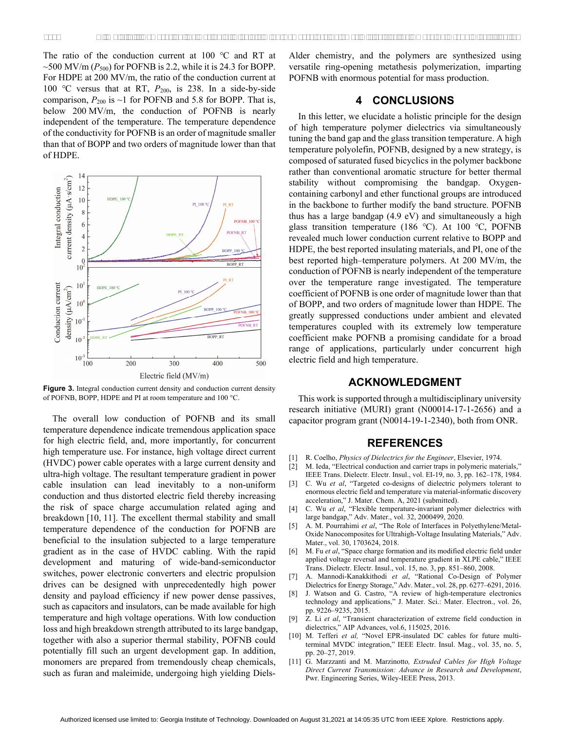The ratio of the conduction current at 100 °C and RT at ~500 MV/m ($P_{500}$) for POFNB is 2.2, while it is 24.3 for BOPP. For HDPE at 200 MV/m, the ratio of the conduction current at 100 °C versus that at RT, $P_{200}$, is 238. In a side-by-side comparison, $P_{200}$ is ~1 for POFNB and 5.8 for BOPP. That is, below 200 MV/m, the conduction of POFNB is nearly independent of the temperature. The temperature dependence of the conductivity for POFNB is an order of magnitude smaller than that of BOPP and two orders of magnitude lower than that of HDPE.

Integral conduction current density (μA·s/cm²)

14
12
10
8
6
4
2
0

HDPE_100 °C
PI_100 °C
PI_RT
POFNB_100 °C
POFNB_RT
HDPE_RT
BOPP_100 °C
BOPP_RT

Conduction current density (μA/cm²)

10²
10¹
10⁰
10⁻¹
10⁻²
10⁻³

HDPE_100 °C
PI_100 °C
PI_RT
BOPP_100 °C
POFNB_100 °C
POFNB_RT
HDPE_RT
BOPP_RT

100 200 300 400 500

Electric field (MV/m)

**Figure 3.** Integral conduction current density and conduction current density of POFNB, BOPP, HDPE and PI at room temperature and 100 °C.

The overall low conduction of POFNB and its small temperature dependence indicate tremendous application space for high electric field, and, more importantly, for concurrent high temperature use. For instance, high voltage direct current (HVDC) power cable operates with a large current density and ultra-high voltage. The resultant temperature gradient in power cable insulation can lead inevitably to a non-uniform conduction and thus distorted electric field thereby increasing the risk of space charge accumulation related aging and breakdown [10, 11]. The excellent thermal stability and small temperature dependence of the conduction for POFNB are beneficial to the insulation subjected to a large temperature gradient as in the case of HVDC cabling. With the rapid development and maturing of wide-band-semiconductor switches, power electronic converters and electric propulsion drives can be designed with unprecedentedly high power density and payload efficiency if new power dense passives, such as capacitors and insulators, can be made available for high temperature and high voltage operations. With low conduction loss and high breakdown strength attributed to its large bandgap, together with also a superior thermal stability, POFNB could potentially fill such an urgent development gap. In addition, monomers are prepared from tremendously cheap chemicals, such as furan and maleimide, undergoing high yielding Diels-Alder chemistry, and the polymers are synthesized using versatile ring-opening metathesis polymerization, imparting POFNB with enormous potential for mass production.

## 4 CONCLUSIONS

In this letter, we elucidate a holistic principle for the design of high temperature polymer dielectrics via simultaneously tuning the band gap and the glass transition temperature. A high temperature polyolefin, POFNB, designed by a new strategy, is composed of saturated fused bicyclics in the polymer backbone rather than conventional aromatic structure for better thermal stability without compromising the bandgap. Oxygen-containing carbonyl and ether functional groups are introduced in the backbone to further modify the band structure. POFNB thus has a large bandgap (4.9 eV) and simultaneously a high glass transition temperature (186 °C). At 100 °C, POFNB revealed much lower conduction current relative to BOPP and HDPE, the best reported insulating materials, and PI, one of the best reported high–temperature polymers. At 200 MV/m, the conduction of POFNB is nearly independent of the temperature over the temperature range investigated. The temperature coefficient of POFNB is one order of magnitude lower than that of BOPP, and two orders of magnitude lower than HDPE. The greatly suppressed conductions under ambient and elevated temperatures coupled with its extremely low temperature coefficient make POFNB a promising candidate for a broad range of applications, particularly under concurrent high electric field and high temperature.

## ACKNOWLEDGMENT

This work is supported through a multidisciplinary university research initiative (MURI) grant (N00014-17-1-2656) and a capacitor program grant (N0014-19-1-2340), both from ONR.

## REFERENCES

[1] R. Coelho, *Physics of Dielectrics for the Engineer*, Elsevier, 1974.
[2] M. Ieda, "Electrical conduction and carrier traps in polymeric materials," IEEE Trans. Dielectr. Electr. Insul., vol. EI-19, no. 3, pp. 162–178, 1984.
[3] C. Wu *et al*, "Targeted co-designs of dielectric polymers tolerant to enormous electric field and temperature via material-informatic discovery acceleration," J. Mater. Chem. A, 2021 (submitted).
[4] C. Wu *et al*, "Flexible temperature-invariant polymer dielectrics with large bandgap," Adv. Mater., vol. 32, 2000499, 2020.
[5] A. M. Pourrahimi *et al*, "The Role of Interfaces in Polyethylene/Metal-Oxide Nanocomposites for Ultrahigh-Voltage Insulating Materials," Adv. Mater., vol. 30, 1703624, 2018.
[6] M. Fu *et al*, "Space charge formation and its modified electric field under applied voltage reversal and temperature gradient in XLPE cable," IEEE Trans. Dielectr. Electr. Insul., vol. 15, no. 3, pp. 851–860, 2008.
[7] A. Mannodi-Kanakkithodi *et al*, "Rational Co-Design of Polymer Dielectrics for Energy Storage," Adv. Mater., vol. 28, pp. 6277–6291, 2016.
[8] J. Watson and G. Castro, "A review of high-temperature electronics technology and applications," J. Mater. Sci.: Mater. Electron., vol. 26, pp. 9226–9235, 2015.
[9] Z. Li *et al*, "Transient characterization of extreme field conduction in dielectrics," AIP Advances, vol.6, 115025, 2016.
[10] M. Tefferi *et al,* "Novel EPR-insulated DC cables for future multi-terminal MVDC integration," IEEE Electr. Insul. Mag., vol. 35, no. 5, pp. 20–27, 2019.
[11] G. Marzzanti and M. Marzinotto*, Extruded Cables for High Voltage Direct Current Transmission: Advance in Research and Development*, Pwr. Engineering Series, Wiley-IEEE Press, 2013.